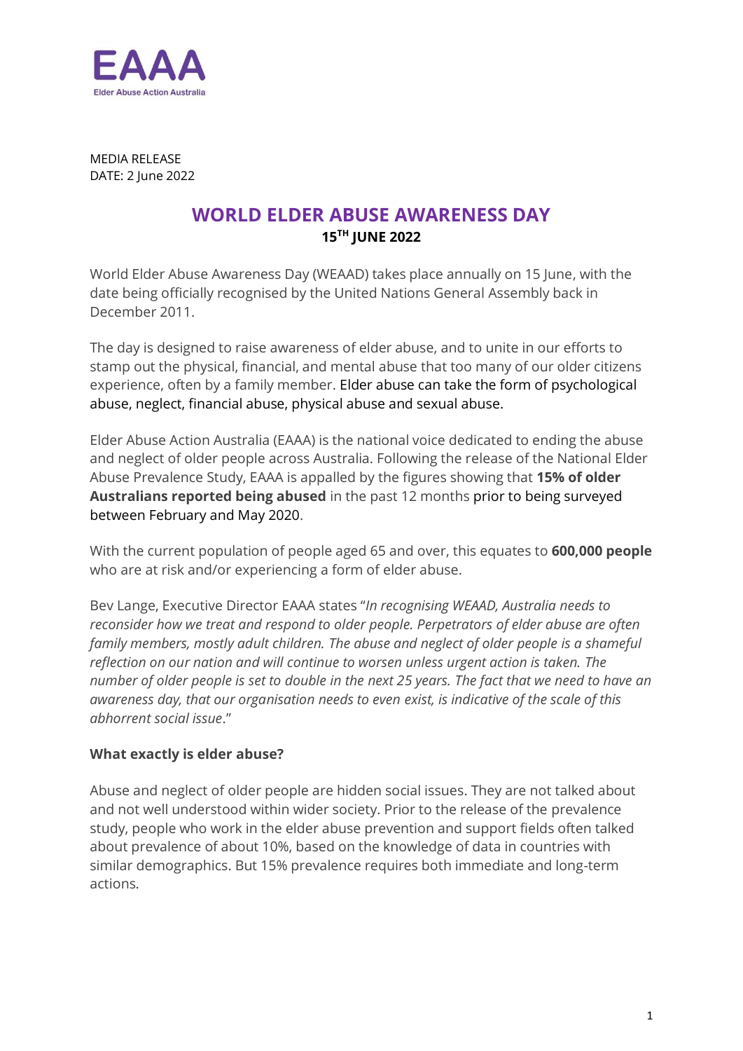**EAAA**
Elder Abuse Action Australia

MEDIA RELEASE
DATE: 2 June 2022

# WORLD ELDER ABUSE AWARENESS DAY

**15TH JUNE 2022**

World Elder Abuse Awareness Day (WEAAD) takes place annually on 15 June, with the date being officially recognised by the United Nations General Assembly back in December 2011.

The day is designed to raise awareness of elder abuse, and to unite in our efforts to stamp out the physical, financial, and mental abuse that too many of our older citizens experience, often by a family member. Elder abuse can take the form of psychological abuse, neglect, financial abuse, physical abuse and sexual abuse.

Elder Abuse Action Australia (EAAA) is the national voice dedicated to ending the abuse and neglect of older people across Australia. Following the release of the National Elder Abuse Prevalence Study, EAAA is appalled by the figures showing that **15% of older Australians reported being abused** in the past 12 months prior to being surveyed between February and May 2020.

With the current population of people aged 65 and over, this equates to **600,000 people** who are at risk and/or experiencing a form of elder abuse.

Bev Lange, Executive Director EAAA states "*In recognising WEAAD, Australia needs to reconsider how we treat and respond to older people. Perpetrators of elder abuse are often family members, mostly adult children. The abuse and neglect of older people is a shameful reflection on our nation and will continue to worsen unless urgent action is taken. The number of older people is set to double in the next 25 years. The fact that we need to have an awareness day, that our organisation needs to even exist, is indicative of the scale of this abhorrent social issue*."

### What exactly is elder abuse?

Abuse and neglect of older people are hidden social issues. They are not talked about and not well understood within wider society. Prior to the release of the prevalence study, people who work in the elder abuse prevention and support fields often talked about prevalence of about 10%, based on the knowledge of data in countries with similar demographics. But 15% prevalence requires both immediate and long-term actions.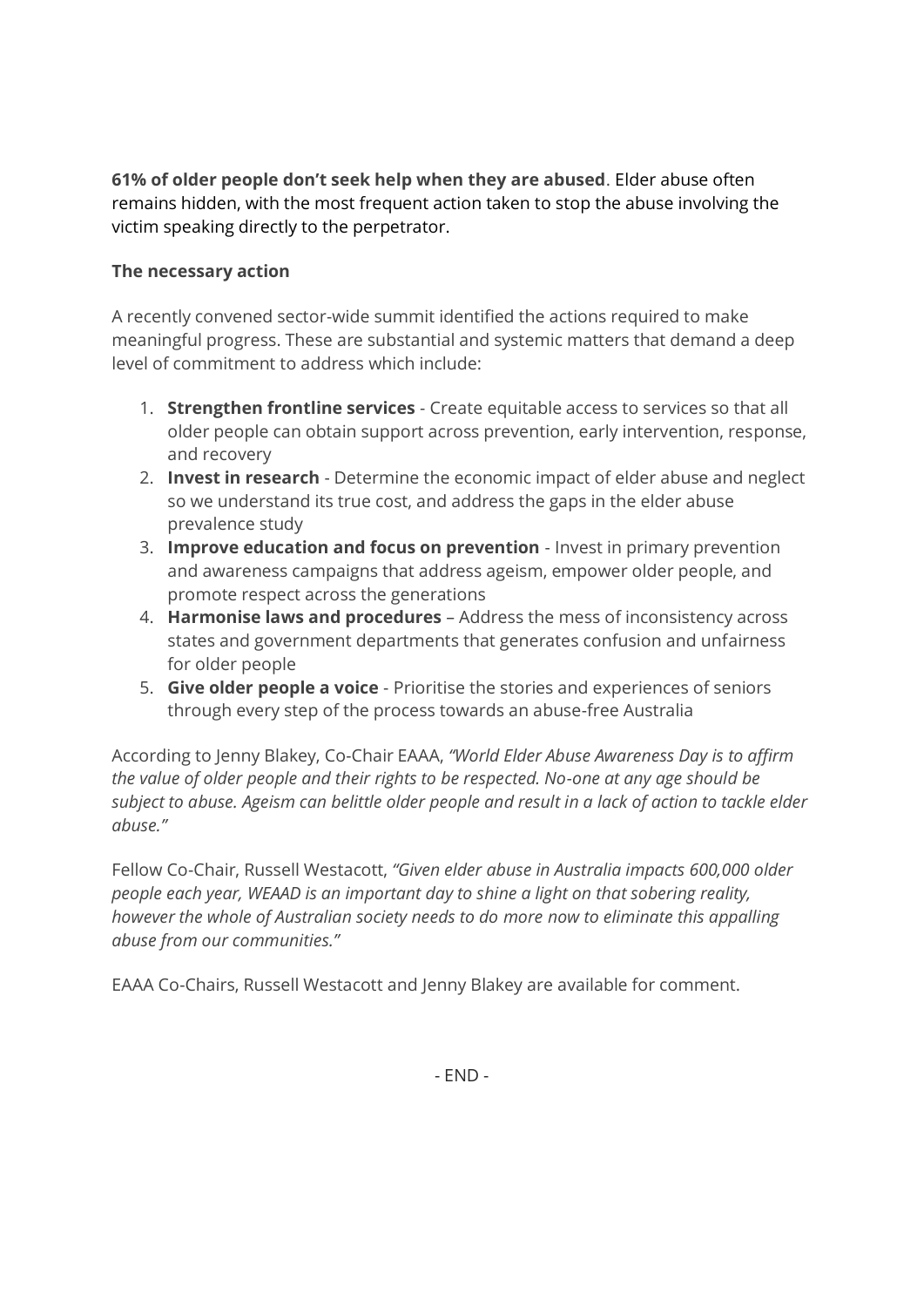**61% of older people don't seek help when they are abused**. Elder abuse often remains hidden, with the most frequent action taken to stop the abuse involving the victim speaking directly to the perpetrator.

**The necessary action**

A recently convened sector-wide summit identified the actions required to make meaningful progress. These are substantial and systemic matters that demand a deep level of commitment to address which include:

1. **Strengthen frontline services** - Create equitable access to services so that all older people can obtain support across prevention, early intervention, response, and recovery
2. **Invest in research** - Determine the economic impact of elder abuse and neglect so we understand its true cost, and address the gaps in the elder abuse prevalence study
3. **Improve education and focus on prevention** - Invest in primary prevention and awareness campaigns that address ageism, empower older people, and promote respect across the generations
4. **Harmonise laws and procedures** – Address the mess of inconsistency across states and government departments that generates confusion and unfairness for older people
5. **Give older people a voice** - Prioritise the stories and experiences of seniors through every step of the process towards an abuse-free Australia

According to Jenny Blakey, Co-Chair EAAA, *"World Elder Abuse Awareness Day is to affirm the value of older people and their rights to be respected. No-one at any age should be subject to abuse. Ageism can belittle older people and result in a lack of action to tackle elder abuse."*

Fellow Co-Chair, Russell Westacott, *"Given elder abuse in Australia impacts 600,000 older people each year, WEAAD is an important day to shine a light on that sobering reality, however the whole of Australian society needs to do more now to eliminate this appalling abuse from our communities."*

EAAA Co-Chairs, Russell Westacott and Jenny Blakey are available for comment.

- END -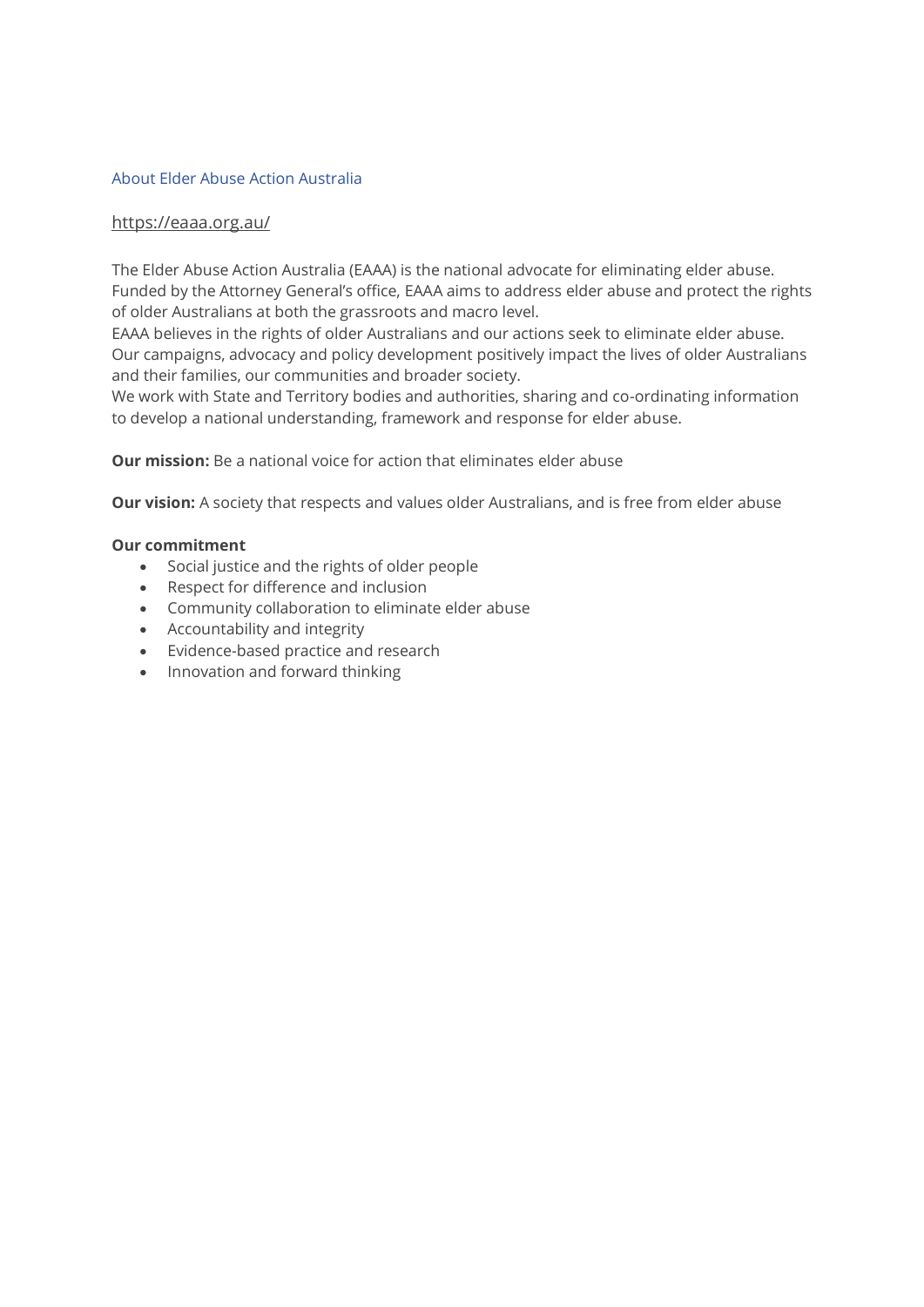## About Elder Abuse Action Australia

https://eaaa.org.au/

The Elder Abuse Action Australia (EAAA) is the national advocate for eliminating elder abuse. Funded by the Attorney General's office, EAAA aims to address elder abuse and protect the rights of older Australians at both the grassroots and macro level.
EAAA believes in the rights of older Australians and our actions seek to eliminate elder abuse. Our campaigns, advocacy and policy development positively impact the lives of older Australians and their families, our communities and broader society.
We work with State and Territory bodies and authorities, sharing and co-ordinating information to develop a national understanding, framework and response for elder abuse.

**Our mission:** Be a national voice for action that eliminates elder abuse

**Our vision:** A society that respects and values older Australians, and is free from elder abuse

**Our commitment**

- Social justice and the rights of older people
- Respect for difference and inclusion
- Community collaboration to eliminate elder abuse
- Accountability and integrity
- Evidence-based practice and research
- Innovation and forward thinking